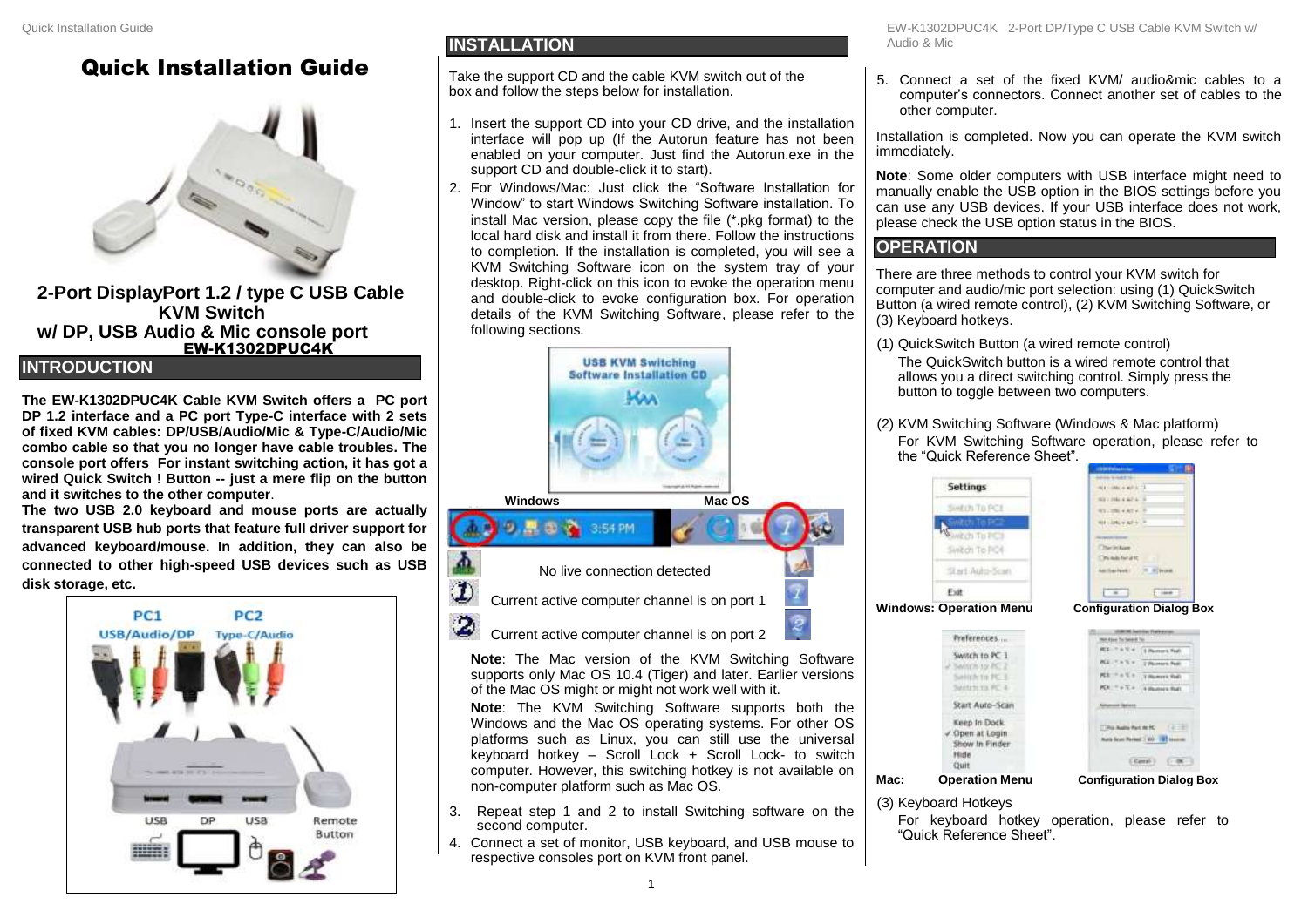# Quick Installation Guide

## 2-Port DisplayPort 1.2 / type C USB Cable KVM Switch w/ DP, USB Audio & Mic console port

**EW-K1302DPUC4K**

## INTRODUCTION

**The EW-K1302DPUC4K Cable KVM Switch offers a PC port DP 1.2 interface and a PC port Type-C interface with 2 sets of fixed KVM cables: DP/USB/Audio/Mic & Type-C/Audio/Mic combo cable so that you no longer have cable troubles. The console port offers For instant switching action, it has got a wired Quick Switch ! Button -- just a mere flip on the button and it switches to the other computer**.

**The two USB 2.0 keyboard and mouse ports are actually transparent USB hub ports that feature full driver support for advanced keyboard/mouse. In addition, they can also be connected to other high-speed USB devices such as USB disk storage, etc.**

PC1 USB/Audio/DP — PC2 Type-C/Audio

USB — DP — USB — Remote Button

## INSTALLATION

Take the support CD and the cable KVM switch out of the box and follow the steps below for installation.

1. Insert the support CD into your CD drive, and the installation interface will pop up (If the Autorun feature has not been enabled on your computer. Just find the Autorun.exe in the support CD and double-click it to start).
2. For Windows/Mac: Just click the "Software Installation for Window" to start Windows Switching Software installation. To install Mac version, please copy the file (*.pkg format) to the local hard disk and install it from there. Follow the instructions to completion. If the installation is completed, you will see a KVM Switching Software icon on the system tray of your desktop. Right-click on this icon to evoke the operation menu and double-click to evoke configuration box. For operation details of the KVM Switching Software, please refer to the following sections.

USB KVM Switching Software Installation CD

Windows — Mac OS

No live connection detected

Current active computer channel is on port 1

Current active computer channel is on port 2

**Note**: The Mac version of the KVM Switching Software supports only Mac OS 10.4 (Tiger) and later. Earlier versions of the Mac OS might or might not work well with it.

**Note**: The KVM Switching Software supports both the Windows and the Mac OS operating systems. For other OS platforms such as Linux, you can still use the universal keyboard hotkey – Scroll Lock + Scroll Lock- to switch computer. However, this switching hotkey is not available on non-computer platform such as Mac OS.

3. Repeat step 1 and 2 to install Switching software on the second computer.
4. Connect a set of monitor, USB keyboard, and USB mouse to respective consoles port on KVM front panel.
5. Connect a set of the fixed KVM/ audio&mic cables to a computer's connectors. Connect another set of cables to the other computer.

Installation is completed. Now you can operate the KVM switch immediately.

**Note**: Some older computers with USB interface might need to manually enable the USB option in the BIOS settings before you can use any USB devices. If your USB interface does not work, please check the USB option status in the BIOS.

## OPERATION

There are three methods to control your KVM switch for computer and audio/mic port selection: using (1) QuickSwitch Button (a wired remote control), (2) KVM Switching Software, or (3) Keyboard hotkeys.

(1) QuickSwitch Button (a wired remote control)

The QuickSwitch button is a wired remote control that allows you a direct switching control. Simply press the button to toggle between two computers.

(2) KVM Switching Software (Windows & Mac platform)

For KVM Switching Software operation, please refer to the "Quick Reference Sheet".

**Windows: Operation Menu** — **Configuration Dialog Box**

**Mac: Operation Menu** — **Configuration Dialog Box**

(3) Keyboard Hotkeys

For keyboard hotkey operation, please refer to "Quick Reference Sheet".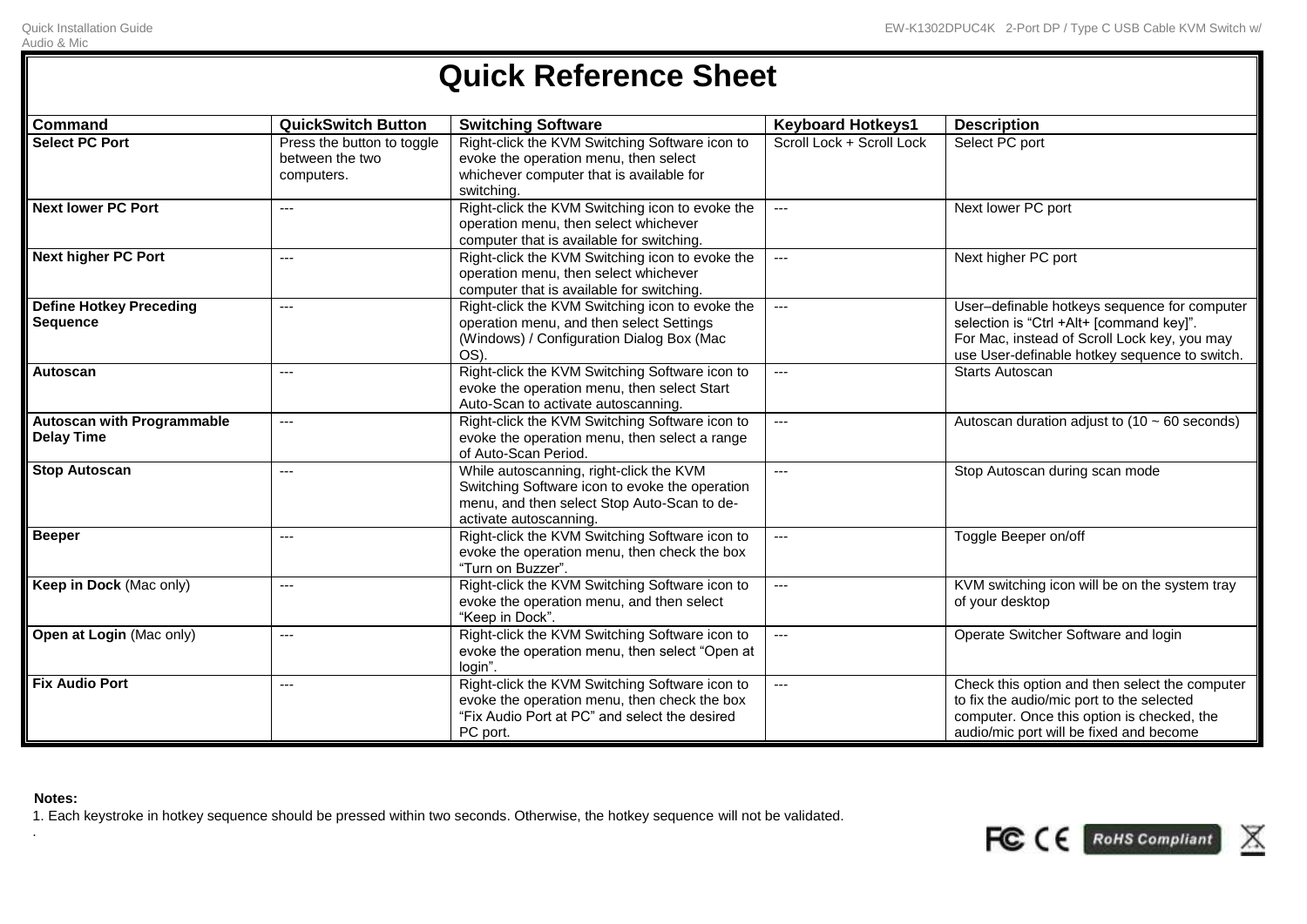# Quick Reference Sheet

| Command | QuickSwitch Button | Switching Software | Keyboard Hotkeys1 | Description |
|---|---|---|---|---|
| **Select PC Port** | Press the button to toggle between the two computers. | Right-click the KVM Switching Software icon to evoke the operation menu, then select whichever computer that is available for switching. | Scroll Lock + Scroll Lock | Select PC port |
| **Next lower PC Port** | --- | Right-click the KVM Switching icon to evoke the operation menu, then select whichever computer that is available for switching. | --- | Next lower PC port |
| **Next higher PC Port** | --- | Right-click the KVM Switching icon to evoke the operation menu, then select whichever computer that is available for switching. | --- | Next higher PC port |
| **Define Hotkey Preceding Sequence** | --- | Right-click the KVM Switching icon to evoke the operation menu, and then select Settings (Windows) / Configuration Dialog Box (Mac OS). | --- | User–definable hotkeys sequence for computer selection is “Ctrl +Alt+ [command key]”. For Mac, instead of Scroll Lock key, you may use User-definable hotkey sequence to switch. |
| **Autoscan** | --- | Right-click the KVM Switching Software icon to evoke the operation menu, then select Start Auto-Scan to activate autoscanning. | --- | Starts Autoscan |
| **Autoscan with Programmable Delay Time** | --- | Right-click the KVM Switching Software icon to evoke the operation menu, then select a range of Auto-Scan Period. | --- | Autoscan duration adjust to (10 ~ 60 seconds) |
| **Stop Autoscan** | --- | While autoscanning, right-click the KVM Switching Software icon to evoke the operation menu, and then select Stop Auto-Scan to de-activate autoscanning. | --- | Stop Autoscan during scan mode |
| **Beeper** | --- | Right-click the KVM Switching Software icon to evoke the operation menu, then check the box “Turn on Buzzer”. | --- | Toggle Beeper on/off |
| **Keep in Dock** (Mac only) | --- | Right-click the KVM Switching Software icon to evoke the operation menu, and then select “Keep in Dock”. | --- | KVM switching icon will be on the system tray of your desktop |
| **Open at Login** (Mac only) | --- | Right-click the KVM Switching Software icon to evoke the operation menu, then select “Open at login”. | --- | Operate Switcher Software and login |
| **Fix Audio Port** | --- | Right-click the KVM Switching Software icon to evoke the operation menu, then check the box “Fix Audio Port at PC” and select the desired PC port. | --- | Check this option and then select the computer to fix the audio/mic port to the selected computer. Once this option is checked, the audio/mic port will be fixed and become |

**Notes:**

1. Each keystroke in hotkey sequence should be pressed within two seconds. Otherwise, the hotkey sequence will not be validated.

.